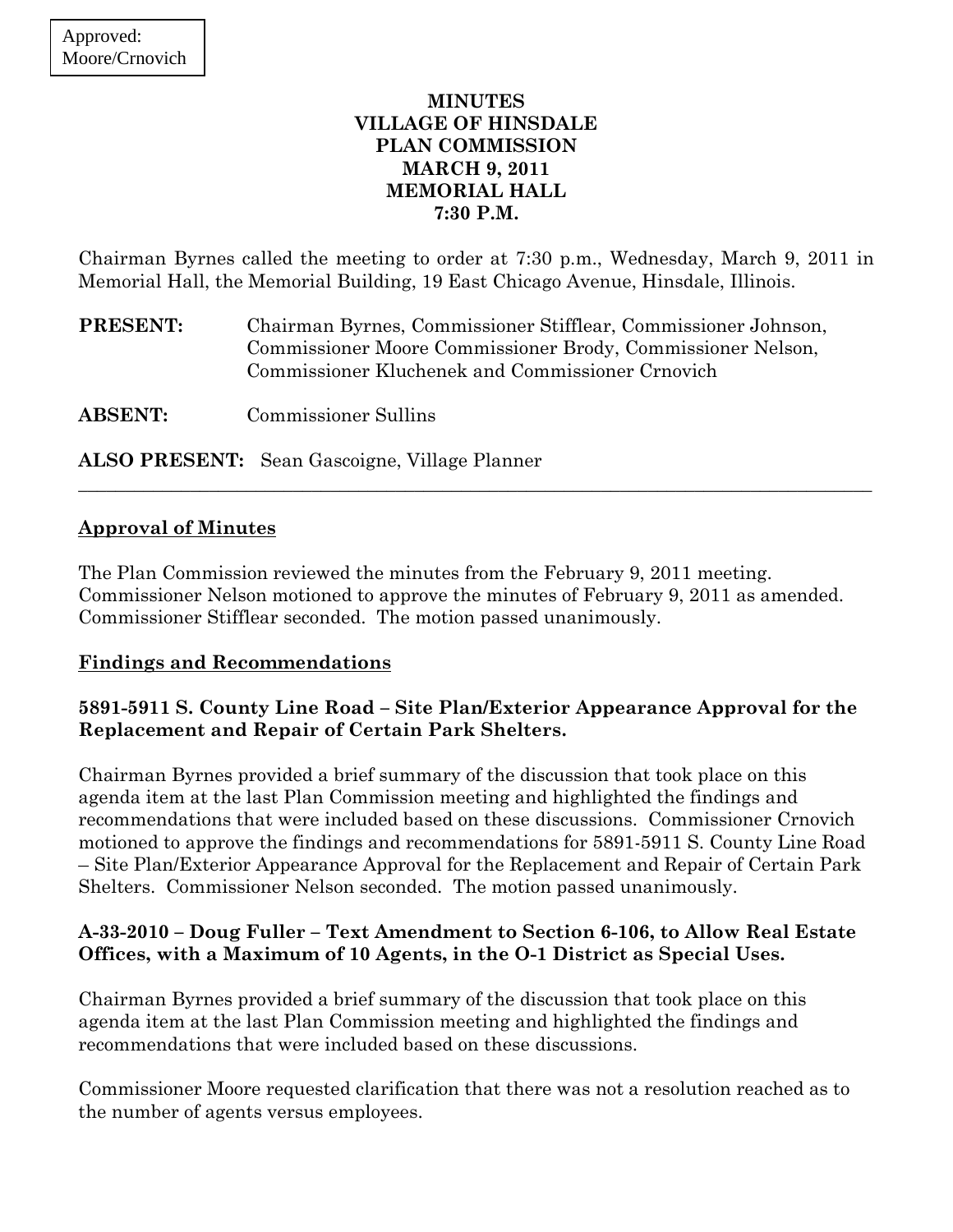Approved:
Moore/Crnovich

# MINUTES
# VILLAGE OF HINSDALE
# PLAN COMMISSION
# MARCH 9, 2011
# MEMORIAL HALL
# 7:30 P.M.

Chairman Byrnes called the meeting to order at 7:30 p.m., Wednesday, March 9, 2011 in Memorial Hall, the Memorial Building, 19 East Chicago Avenue, Hinsdale, Illinois.

**PRESENT:** Chairman Byrnes, Commissioner Stifflear, Commissioner Johnson, Commissioner Moore Commissioner Brody, Commissioner Nelson, Commissioner Kluchenek and Commissioner Crnovich

**ABSENT:** Commissioner Sullins

**ALSO PRESENT:** Sean Gascoigne, Village Planner

---

## Approval of Minutes

The Plan Commission reviewed the minutes from the February 9, 2011 meeting. Commissioner Nelson motioned to approve the minutes of February 9, 2011 as amended. Commissioner Stifflear seconded. The motion passed unanimously.

## Findings and Recommendations

### 5891-5911 S. County Line Road – Site Plan/Exterior Appearance Approval for the Replacement and Repair of Certain Park Shelters.

Chairman Byrnes provided a brief summary of the discussion that took place on this agenda item at the last Plan Commission meeting and highlighted the findings and recommendations that were included based on these discussions. Commissioner Crnovich motioned to approve the findings and recommendations for 5891-5911 S. County Line Road – Site Plan/Exterior Appearance Approval for the Replacement and Repair of Certain Park Shelters. Commissioner Nelson seconded. The motion passed unanimously.

### A-33-2010 – Doug Fuller – Text Amendment to Section 6-106, to Allow Real Estate Offices, with a Maximum of 10 Agents, in the O-1 District as Special Uses.

Chairman Byrnes provided a brief summary of the discussion that took place on this agenda item at the last Plan Commission meeting and highlighted the findings and recommendations that were included based on these discussions.

Commissioner Moore requested clarification that there was not a resolution reached as to the number of agents versus employees.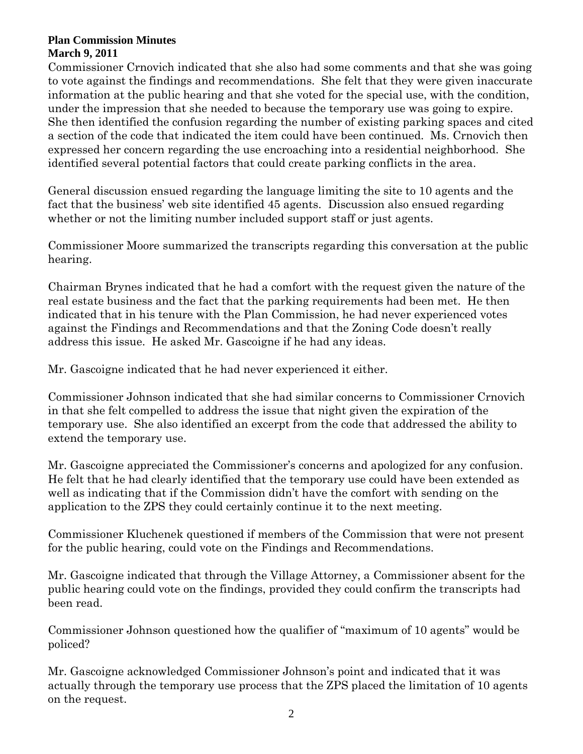**Plan Commission Minutes**
**March 9, 2011**

Commissioner Crnovich indicated that she also had some comments and that she was going to vote against the findings and recommendations. She felt that they were given inaccurate information at the public hearing and that she voted for the special use, with the condition, under the impression that she needed to because the temporary use was going to expire. She then identified the confusion regarding the number of existing parking spaces and cited a section of the code that indicated the item could have been continued. Ms. Crnovich then expressed her concern regarding the use encroaching into a residential neighborhood. She identified several potential factors that could create parking conflicts in the area.

General discussion ensued regarding the language limiting the site to 10 agents and the fact that the business' web site identified 45 agents. Discussion also ensued regarding whether or not the limiting number included support staff or just agents.

Commissioner Moore summarized the transcripts regarding this conversation at the public hearing.

Chairman Brynes indicated that he had a comfort with the request given the nature of the real estate business and the fact that the parking requirements had been met. He then indicated that in his tenure with the Plan Commission, he had never experienced votes against the Findings and Recommendations and that the Zoning Code doesn't really address this issue. He asked Mr. Gascoigne if he had any ideas.

Mr. Gascoigne indicated that he had never experienced it either.

Commissioner Johnson indicated that she had similar concerns to Commissioner Crnovich in that she felt compelled to address the issue that night given the expiration of the temporary use. She also identified an excerpt from the code that addressed the ability to extend the temporary use.

Mr. Gascoigne appreciated the Commissioner's concerns and apologized for any confusion. He felt that he had clearly identified that the temporary use could have been extended as well as indicating that if the Commission didn't have the comfort with sending on the application to the ZPS they could certainly continue it to the next meeting.

Commissioner Kluchenek questioned if members of the Commission that were not present for the public hearing, could vote on the Findings and Recommendations.

Mr. Gascoigne indicated that through the Village Attorney, a Commissioner absent for the public hearing could vote on the findings, provided they could confirm the transcripts had been read.

Commissioner Johnson questioned how the qualifier of "maximum of 10 agents" would be policed?

Mr. Gascoigne acknowledged Commissioner Johnson's point and indicated that it was actually through the temporary use process that the ZPS placed the limitation of 10 agents on the request.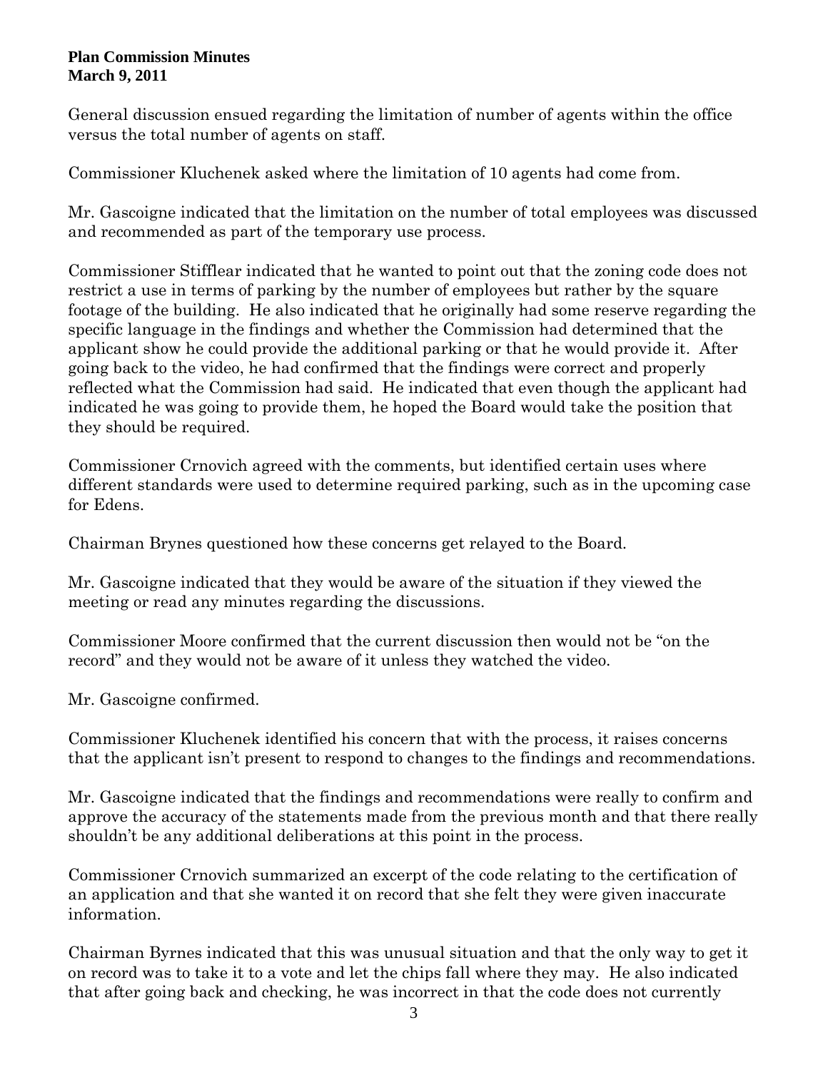General discussion ensued regarding the limitation of number of agents within the office versus the total number of agents on staff.

Commissioner Kluchenek asked where the limitation of 10 agents had come from.

Mr. Gascoigne indicated that the limitation on the number of total employees was discussed and recommended as part of the temporary use process.

Commissioner Stifflear indicated that he wanted to point out that the zoning code does not restrict a use in terms of parking by the number of employees but rather by the square footage of the building. He also indicated that he originally had some reserve regarding the specific language in the findings and whether the Commission had determined that the applicant show he could provide the additional parking or that he would provide it. After going back to the video, he had confirmed that the findings were correct and properly reflected what the Commission had said. He indicated that even though the applicant had indicated he was going to provide them, he hoped the Board would take the position that they should be required.

Commissioner Crnovich agreed with the comments, but identified certain uses where different standards were used to determine required parking, such as in the upcoming case for Edens.

Chairman Brynes questioned how these concerns get relayed to the Board.

Mr. Gascoigne indicated that they would be aware of the situation if they viewed the meeting or read any minutes regarding the discussions.

Commissioner Moore confirmed that the current discussion then would not be "on the record" and they would not be aware of it unless they watched the video.

Mr. Gascoigne confirmed.

Commissioner Kluchenek identified his concern that with the process, it raises concerns that the applicant isn't present to respond to changes to the findings and recommendations.

Mr. Gascoigne indicated that the findings and recommendations were really to confirm and approve the accuracy of the statements made from the previous month and that there really shouldn't be any additional deliberations at this point in the process.

Commissioner Crnovich summarized an excerpt of the code relating to the certification of an application and that she wanted it on record that she felt they were given inaccurate information.

Chairman Byrnes indicated that this was unusual situation and that the only way to get it on record was to take it to a vote and let the chips fall where they may. He also indicated that after going back and checking, he was incorrect in that the code does not currently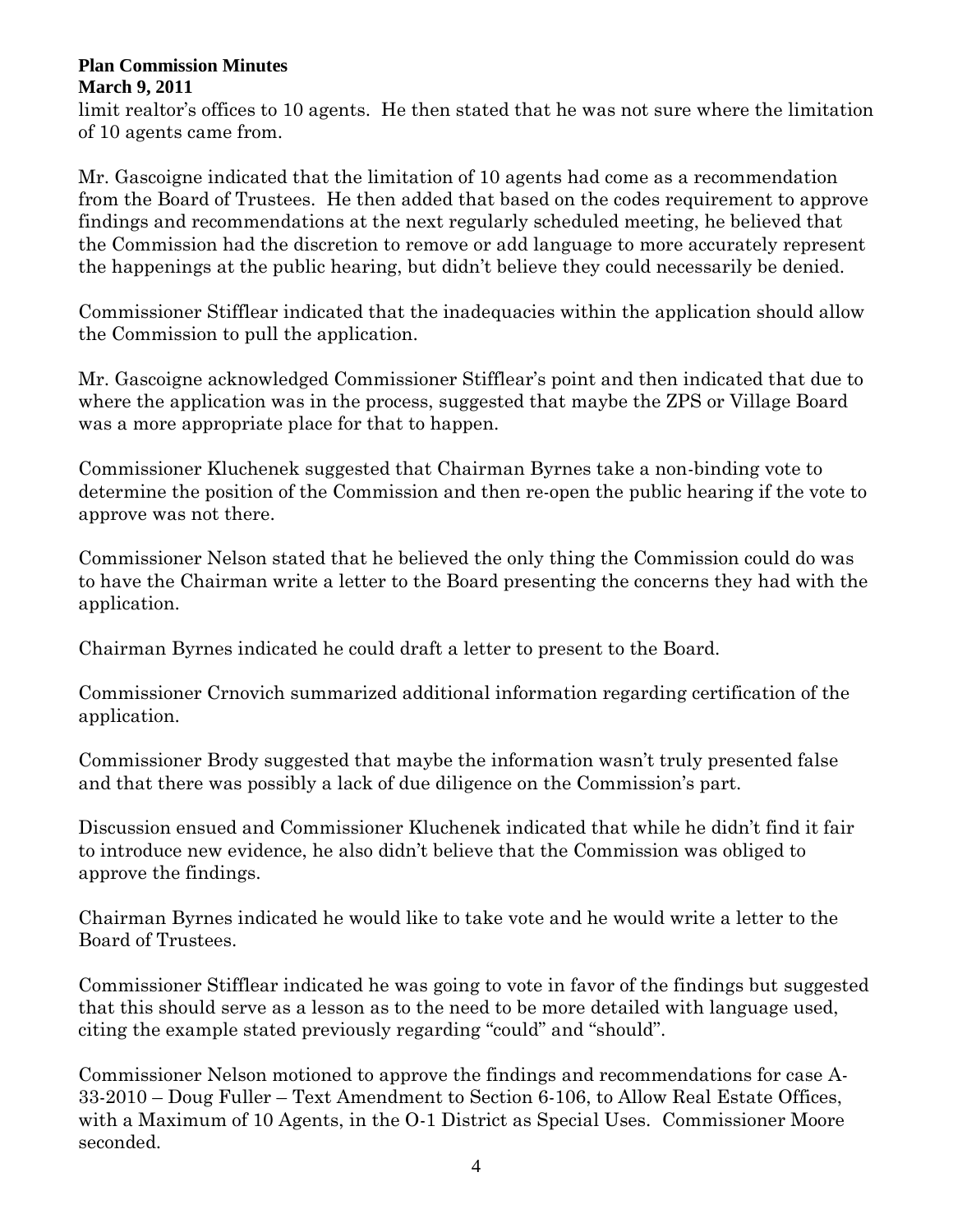limit realtor's offices to 10 agents. He then stated that he was not sure where the limitation of 10 agents came from.

Mr. Gascoigne indicated that the limitation of 10 agents had come as a recommendation from the Board of Trustees. He then added that based on the codes requirement to approve findings and recommendations at the next regularly scheduled meeting, he believed that the Commission had the discretion to remove or add language to more accurately represent the happenings at the public hearing, but didn't believe they could necessarily be denied.

Commissioner Stifflear indicated that the inadequacies within the application should allow the Commission to pull the application.

Mr. Gascoigne acknowledged Commissioner Stifflear's point and then indicated that due to where the application was in the process, suggested that maybe the ZPS or Village Board was a more appropriate place for that to happen.

Commissioner Kluchenek suggested that Chairman Byrnes take a non-binding vote to determine the position of the Commission and then re-open the public hearing if the vote to approve was not there.

Commissioner Nelson stated that he believed the only thing the Commission could do was to have the Chairman write a letter to the Board presenting the concerns they had with the application.

Chairman Byrnes indicated he could draft a letter to present to the Board.

Commissioner Crnovich summarized additional information regarding certification of the application.

Commissioner Brody suggested that maybe the information wasn't truly presented false and that there was possibly a lack of due diligence on the Commission's part.

Discussion ensued and Commissioner Kluchenek indicated that while he didn't find it fair to introduce new evidence, he also didn't believe that the Commission was obliged to approve the findings.

Chairman Byrnes indicated he would like to take vote and he would write a letter to the Board of Trustees.

Commissioner Stifflear indicated he was going to vote in favor of the findings but suggested that this should serve as a lesson as to the need to be more detailed with language used, citing the example stated previously regarding "could" and "should".

Commissioner Nelson motioned to approve the findings and recommendations for case A-33-2010 – Doug Fuller – Text Amendment to Section 6-106, to Allow Real Estate Offices, with a Maximum of 10 Agents, in the O-1 District as Special Uses. Commissioner Moore seconded.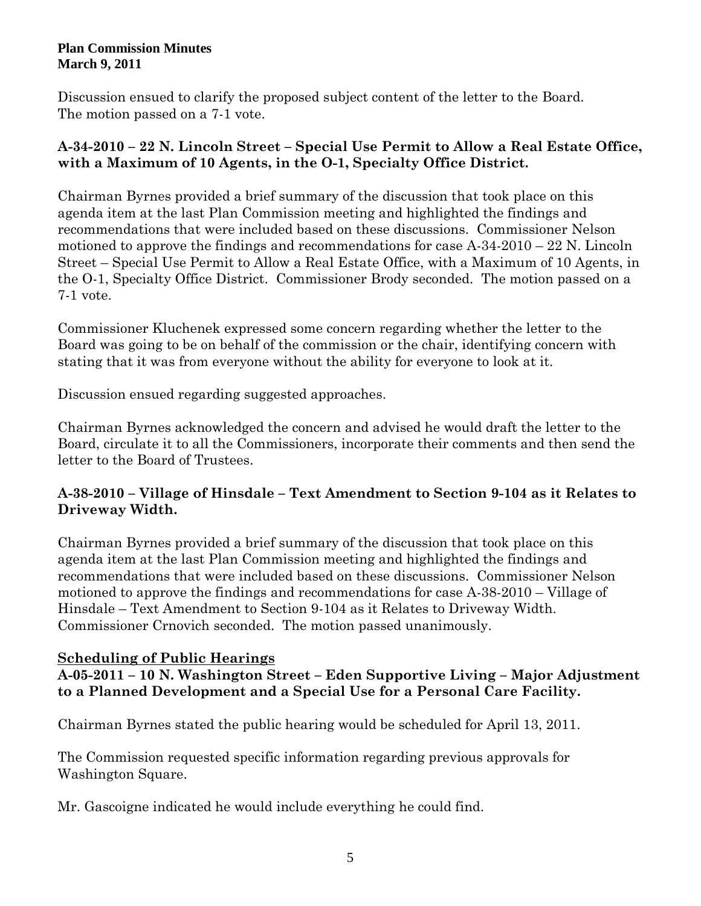Discussion ensued to clarify the proposed subject content of the letter to the Board. The motion passed on a 7-1 vote.

**A-34-2010 – 22 N. Lincoln Street – Special Use Permit to Allow a Real Estate Office, with a Maximum of 10 Agents, in the O-1, Specialty Office District.**

Chairman Byrnes provided a brief summary of the discussion that took place on this agenda item at the last Plan Commission meeting and highlighted the findings and recommendations that were included based on these discussions. Commissioner Nelson motioned to approve the findings and recommendations for case A-34-2010 – 22 N. Lincoln Street – Special Use Permit to Allow a Real Estate Office, with a Maximum of 10 Agents, in the O-1, Specialty Office District. Commissioner Brody seconded. The motion passed on a 7-1 vote.

Commissioner Kluchenek expressed some concern regarding whether the letter to the Board was going to be on behalf of the commission or the chair, identifying concern with stating that it was from everyone without the ability for everyone to look at it.

Discussion ensued regarding suggested approaches.

Chairman Byrnes acknowledged the concern and advised he would draft the letter to the Board, circulate it to all the Commissioners, incorporate their comments and then send the letter to the Board of Trustees.

**A-38-2010 – Village of Hinsdale – Text Amendment to Section 9-104 as it Relates to Driveway Width.**

Chairman Byrnes provided a brief summary of the discussion that took place on this agenda item at the last Plan Commission meeting and highlighted the findings and recommendations that were included based on these discussions. Commissioner Nelson motioned to approve the findings and recommendations for case A-38-2010 – Village of Hinsdale – Text Amendment to Section 9-104 as it Relates to Driveway Width. Commissioner Crnovich seconded. The motion passed unanimously.

**Scheduling of Public Hearings**

**A-05-2011 – 10 N. Washington Street – Eden Supportive Living – Major Adjustment to a Planned Development and a Special Use for a Personal Care Facility.**

Chairman Byrnes stated the public hearing would be scheduled for April 13, 2011.

The Commission requested specific information regarding previous approvals for Washington Square.

Mr. Gascoigne indicated he would include everything he could find.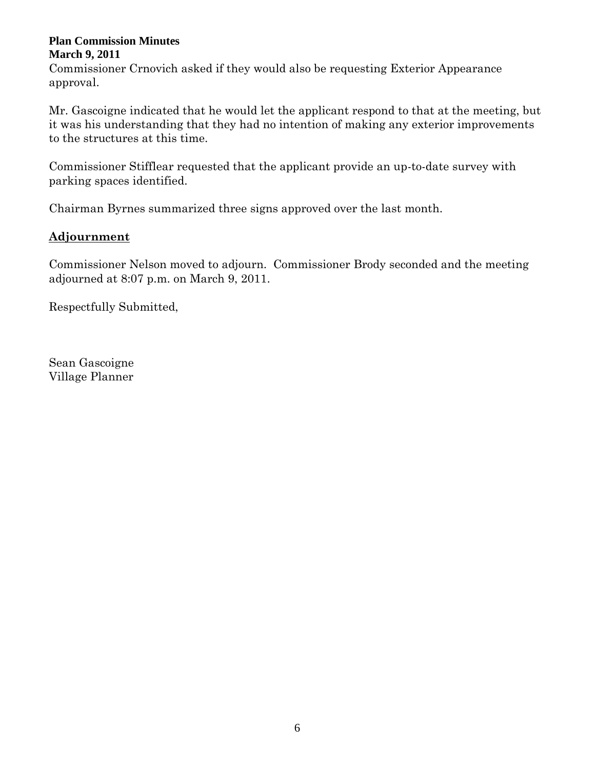Commissioner Crnovich asked if they would also be requesting Exterior Appearance approval.

Mr. Gascoigne indicated that he would let the applicant respond to that at the meeting, but it was his understanding that they had no intention of making any exterior improvements to the structures at this time.

Commissioner Stifflear requested that the applicant provide an up-to-date survey with parking spaces identified.

Chairman Byrnes summarized three signs approved over the last month.

## Adjournment

Commissioner Nelson moved to adjourn. Commissioner Brody seconded and the meeting adjourned at 8:07 p.m. on March 9, 2011.

Respectfully Submitted,

Sean Gascoigne
Village Planner